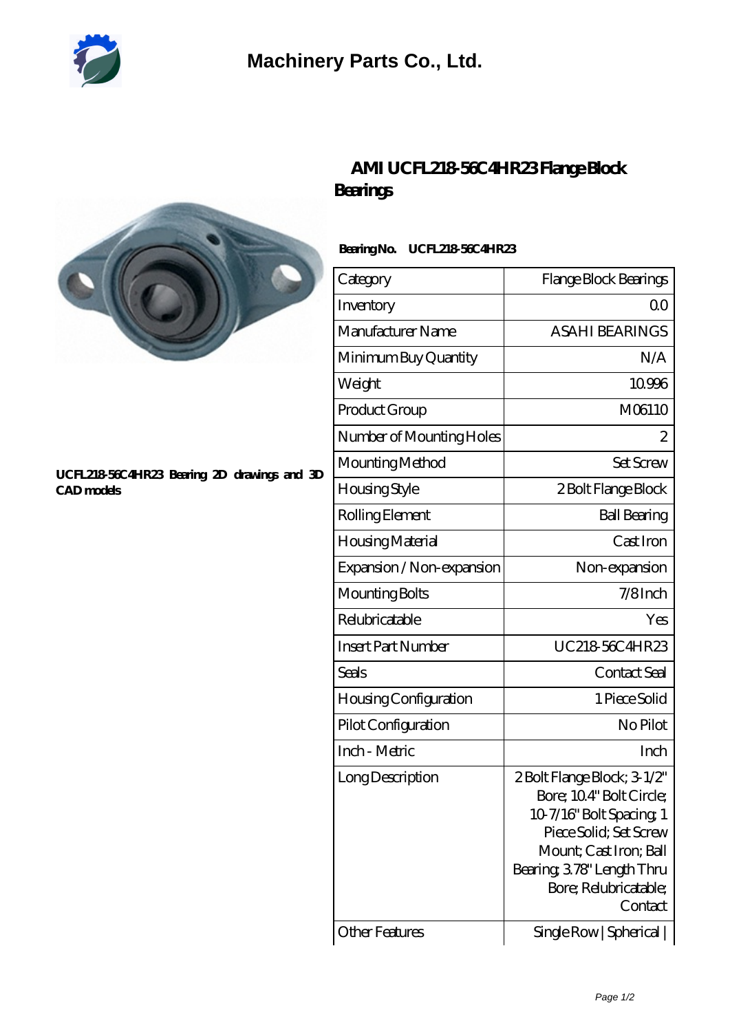# Machinery Parts Co., Ltd.

## AMI UCFL218-56C4HR23 Flange Block Bearings

UCFL218-56C4HR23 Bearing 2D drawings and 3D CAD models

**Bearing No. UCFL218-56C4HR23**

| Category | Flange Block Bearings |
|---|---|
| Inventory | 0.0 |
| Manufacturer Name | ASAHI BEARINGS |
| Minimum Buy Quantity | N/A |
| Weight | 10.996 |
| Product Group | M06110 |
| Number of Mounting Holes | 2 |
| Mounting Method | Set Screw |
| Housing Style | 2 Bolt Flange Block |
| Rolling Element | Ball Bearing |
| Housing Material | Cast Iron |
| Expansion / Non-expansion | Non-expansion |
| Mounting Bolts | 7/8 Inch |
| Relubricatable | Yes |
| Insert Part Number | UC218-56C4HR23 |
| Seals | Contact Seal |
| Housing Configuration | 1 Piece Solid |
| Pilot Configuration | No Pilot |
| Inch - Metric | Inch |
| Long Description | 2 Bolt Flange Block; 3-1/2" Bore; 10.4" Bolt Circle; 10-7/16" Bolt Spacing; 1 Piece Solid; Set Screw Mount; Cast Iron; Ball Bearing; 3.78" Length Thru Bore; Relubricatable; Contact |
| Other Features | Single Row \| Spherical \| |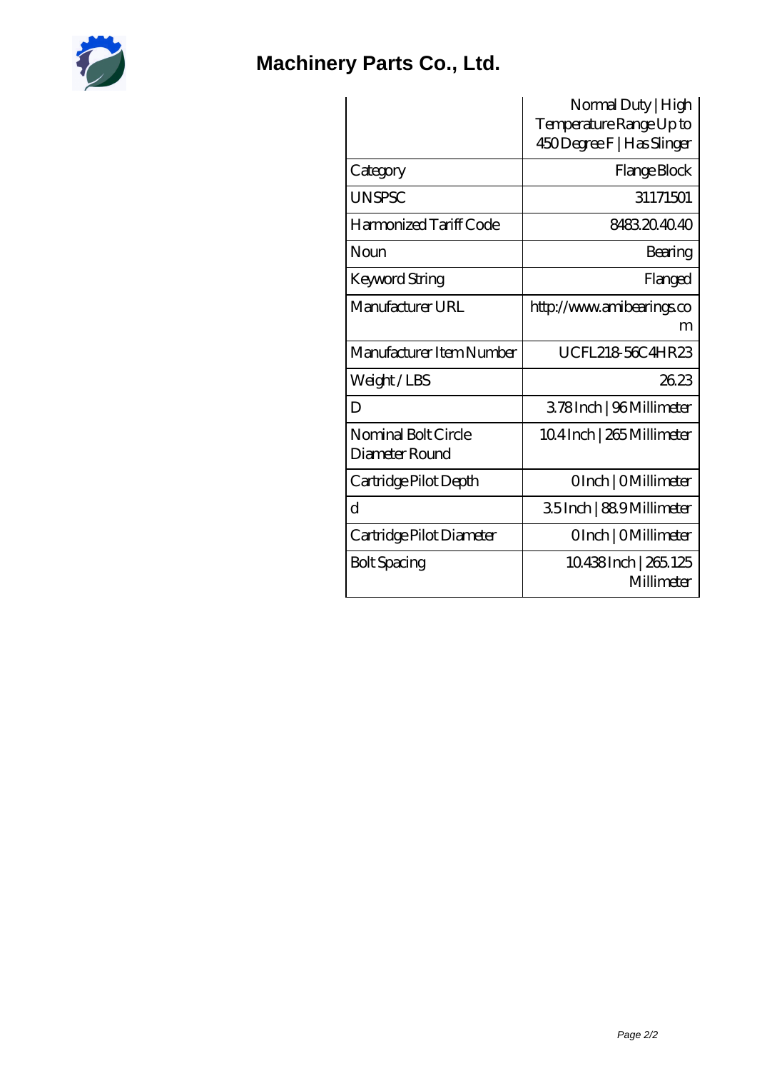| | |
|---|---|
| | Normal Duty \| High Temperature Range Up to 450 Degree F \| Has Slinger |
| Category | Flange Block |
| UNSPSC | 31171501 |
| Harmonized Tariff Code | 8483.20.40.40 |
| Noun | Bearing |
| Keyword String | Flanged |
| Manufacturer URL | http://www.amibearings.com |
| Manufacturer Item Number | UCFL218-56C4HR23 |
| Weight / LBS | 26.23 |
| D | 3.78 Inch \| 96 Millimeter |
| Nominal Bolt Circle Diameter Round | 10.4 Inch \| 265 Millimeter |
| Cartridge Pilot Depth | 0 Inch \| 0 Millimeter |
| d | 3.5 Inch \| 88.9 Millimeter |
| Cartridge Pilot Diameter | 0 Inch \| 0 Millimeter |
| Bolt Spacing | 10.438 Inch \| 265.125 Millimeter |